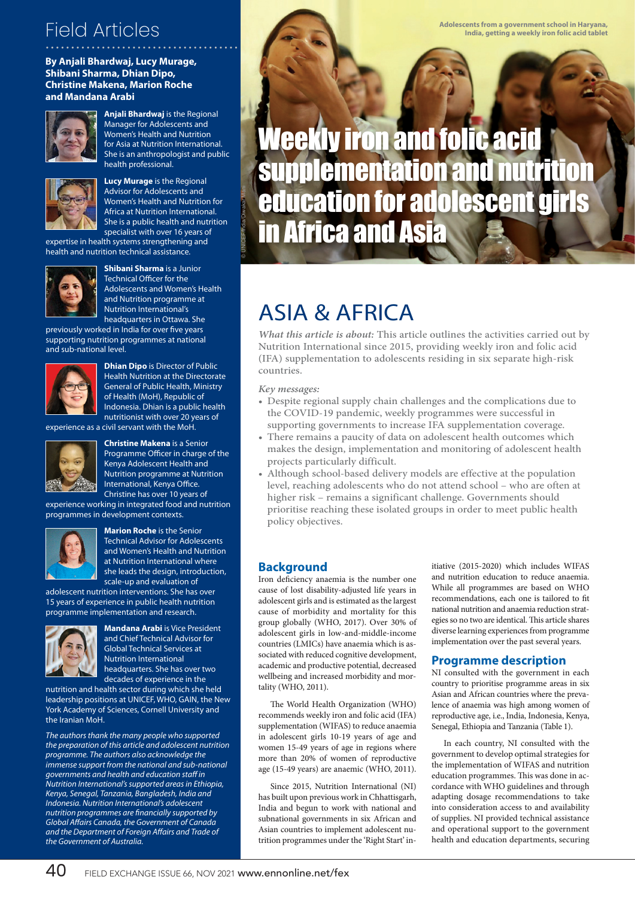Field Articles

**By Anjali Bhardwaj, Lucy Murage, Shibani Sharma, Dhian Dipo, Christine Makena, Marion Roche and Mandana Arabi**

**Anjali Bhardwaj** is the Regional Manager for Adolescents and Women's Health and Nutrition for Asia at Nutrition International. She is an anthropologist and public health professional.

**Lucy Murage** is the Regional Advisor for Adolescents and Women's Health and Nutrition for Africa at Nutrition International. She is a public health and nutrition specialist with over 16 years of expertise in health systems strengthening and health and nutrition technical assistance.

**Shibani Sharma** is a Junior Technical Officer for the Adolescents and Women's Health and Nutrition programme at Nutrition International's headquarters in Ottawa. She previously worked in India for over five years supporting nutrition programmes at national and sub-national level.

**Dhian Dipo** is Director of Public Health Nutrition at the Directorate General of Public Health, Ministry of Health (MoH), Republic of Indonesia. Dhian is a public health nutritionist with over 20 years of experience as a civil servant with the MoH.

**Christine Makena** is a Senior Programme Officer in charge of the Kenya Adolescent Health and Nutrition programme at Nutrition International, Kenya Office. Christine has over 10 years of experience working in integrated food and nutrition programmes in development contexts.

**Marion Roche** is the Senior Technical Advisor for Adolescents and Women's Health and Nutrition at Nutrition International where she leads the design, introduction, scale-up and evaluation of adolescent nutrition interventions. She has over 15 years of experience in public health nutrition programme implementation and research.

**Mandana Arabi** is Vice President and Chief Technical Advisor for Global Technical Services at Nutrition International headquarters. She has over two decades of experience in the nutrition and health sector during which she held leadership positions at UNICEF, WHO, GAIN, the New York Academy of Sciences, Cornell University and the Iranian MoH.

*The authors thank the many people who supported the preparation of this article and adolescent nutrition programme. The authors also acknowledge the immense support from the national and sub-national governments and health and education staff in Nutrition International's supported areas in Ethiopia, Kenya, Senegal, Tanzania, Bangladesh, India and Indonesia. Nutrition International's adolescent nutrition programmes are financially supported by Global Affairs Canada, the Government of Canada and the Department of Foreign Affairs and Trade of the Government of Australia.*

Adolescents from a government school in Haryana, India, getting a weekly iron folic acid tablet

© UNICEF/India/Dwivedi/Mitra

# Weekly iron and folic acid supplementation and nutrition education for adolescent girls in Africa and Asia

## ASIA & AFRICA

*What this article is about:* This article outlines the activities carried out by Nutrition International since 2015, providing weekly iron and folic acid (IFA) supplementation to adolescents residing in six separate high-risk countries.

*Key messages:*

- Despite regional supply chain challenges and the complications due to the COVID-19 pandemic, weekly programmes were successful in supporting governments to increase IFA supplementation coverage.
- There remains a paucity of data on adolescent health outcomes which makes the design, implementation and monitoring of adolescent health projects particularly difficult.
- Although school-based delivery models are effective at the population level, reaching adolescents who do not attend school – who are often at higher risk – remains a significant challenge. Governments should prioritise reaching these isolated groups in order to meet public health policy objectives.

## Background

Iron deficiency anaemia is the number one cause of lost disability-adjusted life years in adolescent girls and is estimated as the largest cause of morbidity and mortality for this group globally (WHO, 2017). Over 30% of adolescent girls in low-and-middle-income countries (LMICs) have anaemia which is associated with reduced cognitive development, academic and productive potential, decreased wellbeing and increased morbidity and mortality (WHO, 2011).

The World Health Organization (WHO) recommends weekly iron and folic acid (IFA) supplementation (WIFAS) to reduce anaemia in adolescent girls 10-19 years of age and women 15-49 years of age in regions where more than 20% of women of reproductive age (15-49 years) are anaemic (WHO, 2011).

Since 2015, Nutrition International (NI) has built upon previous work in Chhattisgarh, India and begun to work with national and subnational governments in six African and Asian countries to implement adolescent nutrition programmes under the 'Right Start' initiative (2015-2020) which includes WIFAS and nutrition education to reduce anaemia. While all programmes are based on WHO recommendations, each one is tailored to fit national nutrition and anaemia reduction strategies so no two are identical. This article shares diverse learning experiences from programme implementation over the past several years.

## Programme description

NI consulted with the government in each country to prioritise programme areas in six Asian and African countries where the prevalence of anaemia was high among women of reproductive age, i.e., India, Indonesia, Kenya, Senegal, Ethiopia and Tanzania (Table 1).

In each country, NI consulted with the government to develop optimal strategies for the implementation of WIFAS and nutrition education programmes. This was done in accordance with WHO guidelines and through adapting dosage recommendations to take into consideration access to and availability of supplies. NI provided technical assistance and operational support to the government health and education departments, securing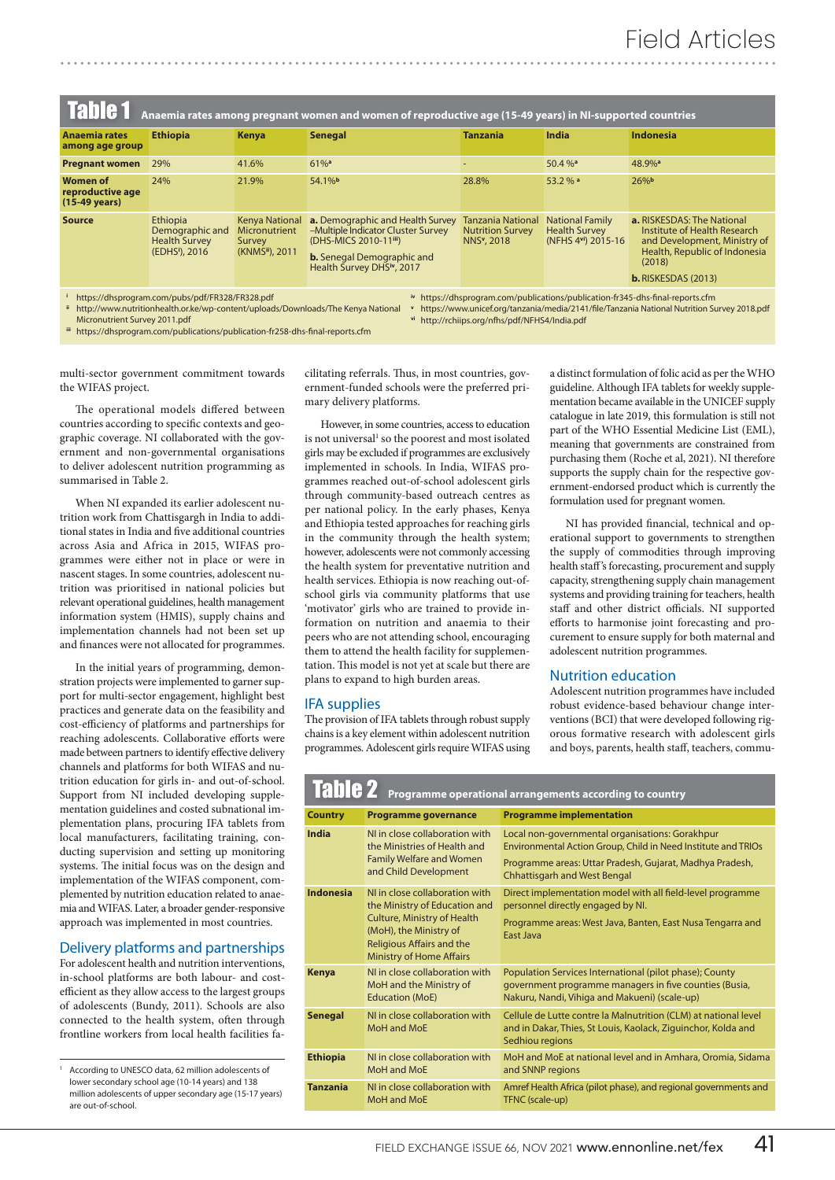**Table 1** Anaemia rates among pregnant women and women of reproductive age (15-49 years) in NI-supported countries

| Anaemia rates among age group | Ethiopia | Kenya | Senegal | Tanzania | India | Indonesia |
|---|---|---|---|---|---|---|
| Pregnant women | 29% | 41.6% | 61%[a] | - | 50.4 %[a] | 48.9%[a] |
| Women of reproductive age (15-49 years) | 24% | 21.9% | 54.1%[b] | 28.8% | 53.2 % [a] | 26%[b] |
| Source | Ethiopia Demographic and Health Survey (EDHS[i]), 2016 | Kenya National Micronutrient Survey (KNMS[ii]), 2011 | **a.** Demographic and Health Survey –Multiple Indicator Cluster Survey (DHS-MICS 2010-11[iii]) **b.** Senegal Demographic and Health Survey DHS[iv], 2017 | Tanzania National Nutrition Survey NNS[v], 2018 | National Family Health Survey (NFHS 4[vi]) 2015-16 | **a.** RISKESDAS: The National Institute of Health Research and Development, Ministry of Health, Republic of Indonesia (2018) **b.** RISKESDAS (2013) |

[i] https://dhsprogram.com/pubs/pdf/FR328/FR328.pdf
[ii] http://www.nutritionhealth.or.ke/wp-content/uploads/Downloads/The Kenya National Micronutrient Survey 2011.pdf
[iii] https://dhsprogram.com/publications/publication-fr258-dhs-final-reports.cfm
[iv] https://dhsprogram.com/publications/publication-fr345-dhs-final-reports.cfm
[v] https://www.unicef.org/tanzania/media/2141/file/Tanzania National Nutrition Survey 2018.pdf
[vi] http://rchiips.org/nfhs/pdf/NFHS4/India.pdf

multi-sector government commitment towards the WIFAS project.

The operational models differed between countries according to specific contexts and geographic coverage. NI collaborated with the government and non-governmental organisations to deliver adolescent nutrition programming as summarised in Table 2.

When NI expanded its earlier adolescent nutrition work from Chattisgargh in India to additional states in India and five additional countries across Asia and Africa in 2015, WIFAS programmes were either not in place or were in nascent stages. In some countries, adolescent nutrition was prioritised in national policies but relevant operational guidelines, health management information system (HMIS), supply chains and implementation channels had not been set up and finances were not allocated for programmes.

In the initial years of programming, demonstration projects were implemented to garner support for multi-sector engagement, highlight best practices and generate data on the feasibility and cost-efficiency of platforms and partnerships for reaching adolescents. Collaborative efforts were made between partners to identify effective delivery channels and platforms for both WIFAS and nutrition education for girls in- and out-of-school. Support from NI included developing supplementation guidelines and costed subnational implementation plans, procuring IFA tablets from local manufacturers, facilitating training, conducting supervision and setting up monitoring systems. The initial focus was on the design and implementation of the WIFAS component, complemented by nutrition education related to anaemia and WIFAS. Later, a broader gender-responsive approach was implemented in most countries.

## Delivery platforms and partnerships

For adolescent health and nutrition interventions, in-school platforms are both labour- and cost-efficient as they allow access to the largest groups of adolescents (Bundy, 2011). Schools are also connected to the health system, often through frontline workers from local health facilities facilitating referrals. Thus, in most countries, government-funded schools were the preferred primary delivery platforms.

However, in some countries, access to education is not universal[1] so the poorest and most isolated girls may be excluded if programmes are exclusively implemented in schools. In India, WIFAS programmes reached out-of-school adolescent girls through community-based outreach centres as per national policy. In the early phases, Kenya and Ethiopia tested approaches for reaching girls in the community through the health system; however, adolescents were not commonly accessing the health system for preventative nutrition and health services. Ethiopia is now reaching out-of-school girls via community platforms that use 'motivator' girls who are trained to provide information on nutrition and anaemia to their peers who are not attending school, encouraging them to attend the health facility for supplementation. This model is not yet at scale but there are plans to expand to high burden areas.

[1] According to UNESCO data, 62 million adolescents of lower secondary school age (10-14 years) and 138 million adolescents of upper secondary age (15-17 years) are out-of-school.

## IFA supplies

The provision of IFA tablets through robust supply chains is a key element within adolescent nutrition programmes. Adolescent girls require WIFAS using a distinct formulation of folic acid as per the WHO guideline. Although IFA tablets for weekly supplementation became available in the UNICEF supply catalogue in late 2019, this formulation is still not part of the WHO Essential Medicine List (EML), meaning that governments are constrained from purchasing them (Roche et al, 2021). NI therefore supports the supply chain for the respective government-endorsed product which is currently the formulation used for pregnant women.

NI has provided financial, technical and operational support to governments to strengthen the supply of commodities through improving health staff's forecasting, procurement and supply capacity, strengthening supply chain management systems and providing training for teachers, health staff and other district officials. NI supported efforts to harmonise joint forecasting and procurement to ensure supply for both maternal and adolescent nutrition programmes.

## Nutrition education

Adolescent nutrition programmes have included robust evidence-based behaviour change interventions (BCI) that were developed following rigorous formative research with adolescent girls and boys, parents, health staff, teachers, commu-

**Table 2** Programme operational arrangements according to country

| Country | Programme governance | Programme implementation |
|---|---|---|
| India | NI in close collaboration with the Ministries of Health and Family Welfare and Women and Child Development | Local non-governmental organisations: Gorakhpur Environmental Action Group, Child in Need Institute and TRIOs. Programme areas: Uttar Pradesh, Gujarat, Madhya Pradesh, Chhattisgarh and West Bengal |
| Indonesia | NI in close collaboration with the Ministry of Education and Culture, Ministry of Health (MoH), the Ministry of Religious Affairs and the Ministry of Home Affairs | Direct implementation model with all field-level programme personnel directly engaged by NI. Programme areas: West Java, Banten, East Nusa Tengarra and East Java |
| Kenya | NI in close collaboration with MoH and the Ministry of Education (MoE) | Population Services International (pilot phase); County government programme managers in five counties (Busia, Nakuru, Nandi, Vihiga and Makueni) (scale-up) |
| Senegal | NI in close collaboration with MoH and MoE | Cellule de Lutte contre la Malnutrition (CLM) at national level and in Dakar, Thies, St Louis, Kaolack, Ziguinchor, Kolda and Sedhiou regions |
| Ethiopia | NI in close collaboration with MoH and MoE | MoH and MoE at national level and in Amhara, Oromia, Sidama and SNNP regions |
| Tanzania | NI in close collaboration with MoH and MoE | Amref Health Africa (pilot phase), and regional governments and TFNC (scale-up) |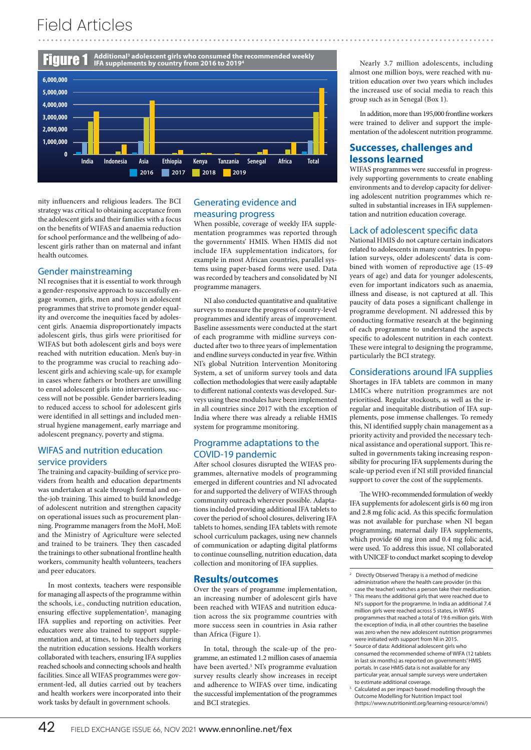**Figure 1** Additional[3] adolescent girls who consumed the recommended weekly IFA supplements by country from 2016 to 2019[4]

nity influencers and religious leaders. The BCI strategy was critical to obtaining acceptance from the adolescent girls and their families with a focus on the benefits of WIFAS and anaemia reduction for school performance and the wellbeing of adolescent girls rather than on maternal and infant health outcomes.

### Gender mainstreaming

NI recognises that it is essential to work through a gender-responsive approach to successfully engage women, girls, men and boys in adolescent programmes that strive to promote gender equality and overcome the inequities faced by adolescent girls. Anaemia disproportionately impacts adolescent girls, thus girls were prioritised for WIFAS but both adolescent girls and boys were reached with nutrition education. Men's buy-in to the programme was crucial to reaching adolescent girls and achieving scale-up, for example in cases where fathers or brothers are unwilling to enrol adolescent girls into interventions, success will not be possible. Gender barriers leading to reduced access to school for adolescent girls were identified in all settings and included menstrual hygiene management, early marriage and adolescent pregnancy, poverty and stigma.

### WIFAS and nutrition education service providers

The training and capacity-building of service providers from health and education departments was undertaken at scale through formal and on-the-job training. This aimed to build knowledge of adolescent nutrition and strengthen capacity on operational issues such as procurement planning. Programme managers from the MoH, MoE and the Ministry of Agriculture were selected and trained to be trainers. They then cascaded the trainings to other subnational frontline health workers, community health volunteers, teachers and peer educators.

In most contexts, teachers were responsible for managing all aspects of the programme within the schools, i.e., conducting nutrition education, ensuring effective supplementation[2], managing IFA supplies and reporting on activities. Peer educators were also trained to support supplementation and, at times, to help teachers during the nutrition education sessions. Health workers collaborated with teachers, ensuring IFA supplies reached schools and connecting schools and health facilities. Since all WIFAS programmes were government-led, all duties carried out by teachers and health workers were incorporated into their work tasks by default in government schools.

### Generating evidence and measuring progress

When possible, coverage of weekly IFA supplementation programmes was reported through the governments' HMIS. When HMIS did not include IFA supplementation indicators, for example in most African countries, parallel systems using paper-based forms were used. Data was recorded by teachers and consolidated by NI programme managers.

NI also conducted quantitative and qualitative surveys to measure the progress of country-level programmes and identify areas of improvement. Baseline assessments were conducted at the start of each programme with midline surveys conducted after two to three years of implementation and endline surveys conducted in year five. Within NI's global Nutrition Intervention Monitoring System, a set of uniform survey tools and data collection methodologies that were easily adaptable to different national contexts was developed. Surveys using these modules have been implemented in all countries since 2017 with the exception of India where there was already a reliable HMIS system for programme monitoring.

### Programme adaptations to the COVID-19 pandemic

After school closures disrupted the WIFAS programmes, alternative models of programming emerged in different countries and NI advocated for and supported the delivery of WIFAS through community outreach wherever possible. Adaptations included providing additional IFA tablets to cover the period of school closures, delivering IFA tablets to homes, sending IFA tablets with remote school curriculum packages, using new channels of communication or adapting digital platforms to continue counselling, nutrition education, data collection and monitoring of IFA supplies.

## Results/outcomes

Over the years of programme implementation, an increasing number of adolescent girls have been reached with WIFAS and nutrition education across the six programme countries with more success seen in countries in Asia rather than Africa (Figure 1).

In total, through the scale-up of the programme, an estimated 1.2 million cases of anaemia have been averted.[5] NI's programme evaluation survey results clearly show increases in receipt and adherence to WIFAS over time, indicating the successful implementation of the programmes and BCI strategies.

Nearly 3.7 million adolescents, including almost one million boys, were reached with nutrition education over two years which includes the increased use of social media to reach this group such as in Senegal (Box 1).

In addition, more than 195,000 frontline workers were trained to deliver and support the implementation of the adolescent nutrition programme.

## Successes, challenges and lessons learned

WIFAS programmes were successful in progressively supporting governments to create enabling environments and to develop capacity for delivering adolescent nutrition programmes which resulted in substantial increases in IFA supplementation and nutrition education coverage.

### Lack of adolescent specific data

National HMIS do not capture certain indicators related to adolescents in many countries. In population surveys, older adolescents' data is combined with women of reproductive age (15-49 years of age) and data for younger adolescents, even for important indicators such as anaemia, illness and disease, is not captured at all. This paucity of data poses a significant challenge in programme development. NI addressed this by conducting formative research at the beginning of each programme to understand the aspects specific to adolescent nutrition in each context. These were integral to designing the programme, particularly the BCI strategy.

### Considerations around IFA supplies

Shortages in IFA tablets are common in many LMICs where nutrition programmes are not prioritised. Regular stockouts, as well as the irregular and inequitable distribution of IFA supplements, pose immense challenges. To remedy this, NI identified supply chain management as a priority activity and provided the necessary technical assistance and operational support. This resulted in governments taking increasing responsibility for procuring IFA supplements during the scale-up period even if NI still provided financial support to cover the cost of the supplements.

The WHO-recommended formulation of weekly IFA supplements for adolescent girls is 60 mg iron and 2.8 mg folic acid. As this specific formulation was not available for purchase when NI began programming, maternal daily IFA supplements, which provide 60 mg iron and 0.4 mg folic acid, were used. To address this issue, NI collaborated with UNICEF to conduct market scoping to develop

---

[2] Directly Observed Therapy is a method of medicine administration where the health care provider (in this case the teacher) watches a person take their medication.

[3] This means the additional girls that were reached due to NI's support for the programme. In India an additional 7.4 million girls were reached across 5 states, in WIFAS programmes that reached a total of 19.6 million girls. With the exception of India, in all other countries the baseline was zero when the new adolescent nutrition programmes were initiated with support from NI in 2015.

[4] Source of data: Additional adolescent girls who consumed the recommended scheme of WIFA (12 tablets in last six months) as reported on governments' HMIS portals. In case HMIS data is not available for any particular year, annual sample surveys were undertaken to estimate additional coverage.

[5] Calculated as per impact-based modelling through the Outcome Modelling for Nutrition Impact tool (https://www.nutritionintl.org/learning-resource/omni/)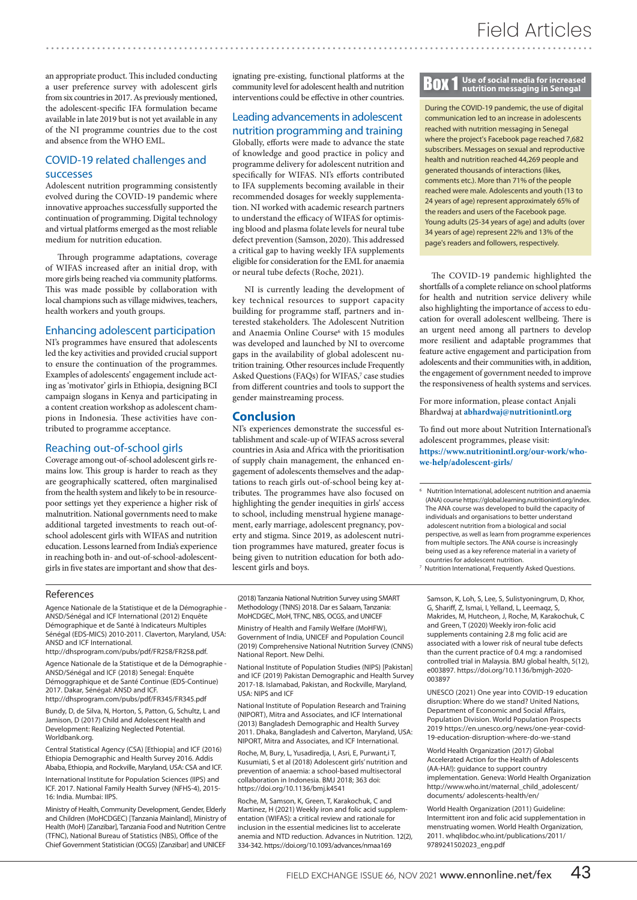an appropriate product. This included conducting a user preference survey with adolescent girls from six countries in 2017. As previously mentioned, the adolescent-specific IFA formulation became available in late 2019 but is not yet available in any of the NI programme countries due to the cost and absence from the WHO EML.

## COVID-19 related challenges and successes

Adolescent nutrition programming consistently evolved during the COVID-19 pandemic where innovative approaches successfully supported the continuation of programming. Digital technology and virtual platforms emerged as the most reliable medium for nutrition education.

Through programme adaptations, coverage of WIFAS increased after an initial drop, with more girls being reached via community platforms. This was made possible by collaboration with local champions such as village midwives, teachers, health workers and youth groups.

## Enhancing adolescent participation

NI's programmes have ensured that adolescents led the key activities and provided crucial support to ensure the continuation of the programmes. Examples of adolescents' engagement include acting as 'motivator' girls in Ethiopia, designing BCI campaign slogans in Kenya and participating in a content creation workshop as adolescent champions in Indonesia. These activities have contributed to programme acceptance.

## Reaching out-of-school girls

Coverage among out-of-school adolescent girls remains low. This group is harder to reach as they are geographically scattered, often marginalised from the health system and likely to be in resource-poor settings yet they experience a higher risk of malnutrition. National governments need to make additional targeted investments to reach out-of-school adolescent girls with WIFAS and nutrition education. Lessons learned from India's experience in reaching both in- and out-of-school-adolescent-girls in five states are important and show that designating pre-existing, functional platforms at the community level for adolescent health and nutrition interventions could be effective in other countries.

## Leading advancements in adolescent nutrition programming and training

Globally, efforts were made to advance the state of knowledge and good practice in policy and programme delivery for adolescent nutrition and specifically for WIFAS. NI's efforts contributed to IFA supplements becoming available in their recommended dosages for weekly supplementation. NI worked with academic research partners to understand the efficacy of WIFAS for optimising blood and plasma folate levels for neural tube defect prevention (Samson, 2020). This addressed a critical gap to having weekly IFA supplements eligible for consideration for the EML for anaemia or neural tube defects (Roche, 2021).

NI is currently leading the development of key technical resources to support capacity building for programme staff, partners and interested stakeholders. The Adolescent Nutrition and Anaemia Online Course[6] with 15 modules was developed and launched by NI to overcome gaps in the availability of global adolescent nutrition training. Other resources include Frequently Asked Questions (FAQs) for WIFAS,[7] case studies from different countries and tools to support the gender mainstreaming process.

## Conclusion

NI's experiences demonstrate the successful establishment and scale-up of WIFAS across several countries in Asia and Africa with the prioritisation of supply chain management, the enhanced engagement of adolescents themselves and the adaptations to reach girls out-of-school being key attributes. The programmes have also focused on highlighting the gender inequities in girls' access to school, including menstrual hygiene management, early marriage, adolescent pregnancy, poverty and stigma. Since 2019, as adolescent nutrition programmes have matured, greater focus is being given to nutrition education for both adolescent girls and boys.

### Box 1 Use of social media for increased nutrition messaging in Senegal

During the COVID-19 pandemic, the use of digital communication led to an increase in adolescents reached with nutrition messaging in Senegal where the project's Facebook page reached 7,682 subscribers. Messages on sexual and reproductive health and nutrition reached 44,269 people and generated thousands of interactions (likes, comments etc.). More than 71% of the people reached were male. Adolescents and youth (13 to 24 years of age) represent approximately 65% of the readers and users of the Facebook page. Young adults (25-34 years of age) and adults (over 34 years of age) represent 22% and 13% of the page's readers and followers, respectively.

The COVID-19 pandemic highlighted the shortfalls of a complete reliance on school platforms for health and nutrition service delivery while also highlighting the importance of access to education for overall adolescent wellbeing. There is an urgent need among all partners to develop more resilient and adaptable programmes that feature active engagement and participation from adolescents and their communities with, in addition, the engagement of government needed to improve the responsiveness of health systems and services.

For more information, please contact Anjali Bhardwaj at **abhardwaj@nutritionintl.org**

To find out more about Nutrition International's adolescent programmes, please visit: **https://www.nutritionintl.org/our-work/who-we-help/adolescent-girls/**

[6] Nutrition International, adolescent nutrition and anaemia (ANA) course https://global.learning.nutritionintl.org/index. The ANA course was developed to build the capacity of individuals and organisations to better understand adolescent nutrition from a biological and social perspective, as well as learn from programme experiences from multiple sectors. The ANA course is increasingly being used as a key reference material in a variety of countries for adolescent nutrition.

[7] Nutrition International, Frequently Asked Questions.

## References

Agence Nationale de la Statistique et de la Démographie - ANSD/Sénégal and ICF International (2012) Enquête Démographique et de Santé à Indicateurs Multiples Sénégal (EDS-MICS) 2010-2011. Claverton, Maryland, USA: ANSD and ICF International. http://dhsprogram.com/pubs/pdf/FR258/FR258.pdf.

Agence Nationale de la Statistique et de la Démographie - ANSD/Sénégal and ICF (2018) Senegal: Enquête Démoggraphique et de Santé Continue (EDS-Continue) 2017. Dakar, Sénégal: ANSD and ICF. http://dhsprogram.com/pubs/pdf/FR345/FR345.pdf

Bundy, D, de Silva, N, Horton, S, Patton, G, Schultz, L and Jamison, D (2017) Child and Adolescent Health and Development: Realizing Neglected Potential. Worldbank.org.

Central Statistical Agency (CSA) [Ethiopia] and ICF (2016) Ethiopia Demographic and Health Survey 2016. Addis Ababa, Ethiopia, and Rockville, Maryland, USA: CSA and ICF.

International Institute for Population Sciences (IIPS) and ICF. 2017. National Family Health Survey (NFHS-4), 2015-16: India. Mumbai: IIPS.

Ministry of Health, Community Development, Gender, Elderly and Children (MoHCDGEC) [Tanzania Mainland], Ministry of Health (MoH) [Zanzibar], Tanzania Food and Nutrition Centre (TFNC), National Bureau of Statistics (NBS), Office of the Chief Government Statistician (OCGS) [Zanzibar] and UNICEF (2018) Tanzania National Nutrition Survey using SMART Methodology (TNNS) 2018. Dar es Salaam, Tanzania: MoHCDGEC, MoH, TFNC, NBS, OCGS, and UNICEF

Ministry of Health and Family Welfare (MoHFW), Government of India, UNICEF and Population Council (2019) Comprehensive National Nutrition Survey (CNNS) National Report. New Delhi.

National Institute of Population Studies (NIPS) [Pakistan] and ICF (2019) Pakistan Demographic and Health Survey 2017-18. Islamabad, Pakistan, and Rockville, Maryland, USA: NIPS and ICF

National Institute of Population Research and Training (NIPORT), Mitra and Associates, and ICF International (2013) Bangladesh Demographic and Health Survey 2011. Dhaka, Bangladesh and Calverton, Maryland, USA: NIPORT, Mitra and Associates, and ICF International.

Roche, M, Bury, L, Yusadiredja, I, Asri, E, Purwant,i T, Kusumiati, S et al (2018) Adolescent girls' nutrition and prevention of anaemia: a school-based multisectoral collaboration in Indonesia. BMJ 2018; 363 doi: https://doi.org/10.1136/bmj.k4541

Roche, M, Samson, K, Green, T, Karakochuk, C and Martinez, H (2021) Weekly iron and folic acid supplementation (WIFAS): a critical review and rationale for inclusion in the essential medicines list to accelerate anemia and NTD reduction. Advances in Nutrition. 12(2), 334-342. https://doi.org/10.1093/advances/nmaa169

Samson, K, Loh, S, Lee, S, Sulistyoningrum, D, Khor, G, Shariff, Z, Ismai, I, Yelland, L, Leemaqz, S, Makrides, M, Hutcheon, J, Roche, M, Karakochuk, C and Green, T (2020) Weekly iron-folic acid supplements containing 2.8 mg folic acid are associated with a lower risk of neural tube defects than the current practice of 0.4 mg: a randomised controlled trial in Malaysia. BMJ global health, 5(12), e003897. https://doi.org/10.1136/bmjgh-2020-003897

UNESCO (2021) One year into COVID-19 education disruption: Where do we stand? United Nations, Department of Economic and Social Affairs, Population Division. World Population Prospects 2019 https://en.unesco.org/news/one-year-covid-19-education-disruption-where-do-we-stand

World Health Organization (2017) Global Accelerated Action for the Health of Adolescents (AA-HA!): guidance to support country implementation. Geneva: World Health Organization http://www.who.int/maternal_child_adolescent/documents/ adolescents-health/en/

World Health Organization (2011) Guideline: Intermittent iron and folic acid supplementation in menstruating women. World Health Organization, 2011. whqlibdoc.who.int/publications/2011/9789241502023_eng.pdf